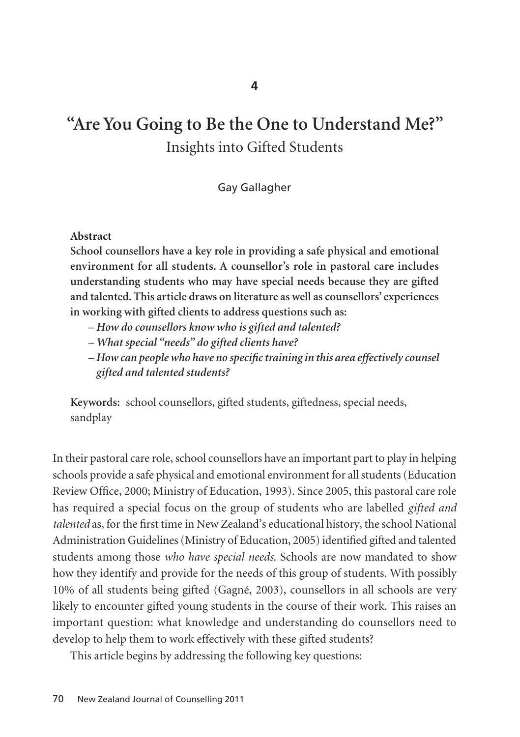4

# "Are You Going to Be the One to Understand Me?"

## Insights into Gifted Students

Gay Gallagher

**Abstract**

**School counsellors have a key role in providing a safe physical and emotional environment for all students. A counsellor's role in pastoral care includes understanding students who may have special needs because they are gifted and talented. This article draws on literature as well as counsellors' experiences in working with gifted clients to address questions such as:**

- ***How do counsellors know who is gifted and talented?***
- ***What special "needs" do gifted clients have?***
- ***How can people who have no specific training in this area effectively counsel gifted and talented students?***

**Keywords:** school counsellors, gifted students, giftedness, special needs, sandplay

In their pastoral care role, school counsellors have an important part to play in helping schools provide a safe physical and emotional environment for all students (Education Review Office, 2000; Ministry of Education, 1993). Since 2005, this pastoral care role has required a special focus on the group of students who are labelled *gifted and talented* as, for the first time in New Zealand's educational history, the school National Administration Guidelines (Ministry of Education, 2005) identified gifted and talented students among those *who have special needs*. Schools are now mandated to show how they identify and provide for the needs of this group of students. With possibly 10% of all students being gifted (Gagné, 2003), counsellors in all schools are very likely to encounter gifted young students in the course of their work. This raises an important question: what knowledge and understanding do counsellors need to develop to help them to work effectively with these gifted students?

This article begins by addressing the following key questions: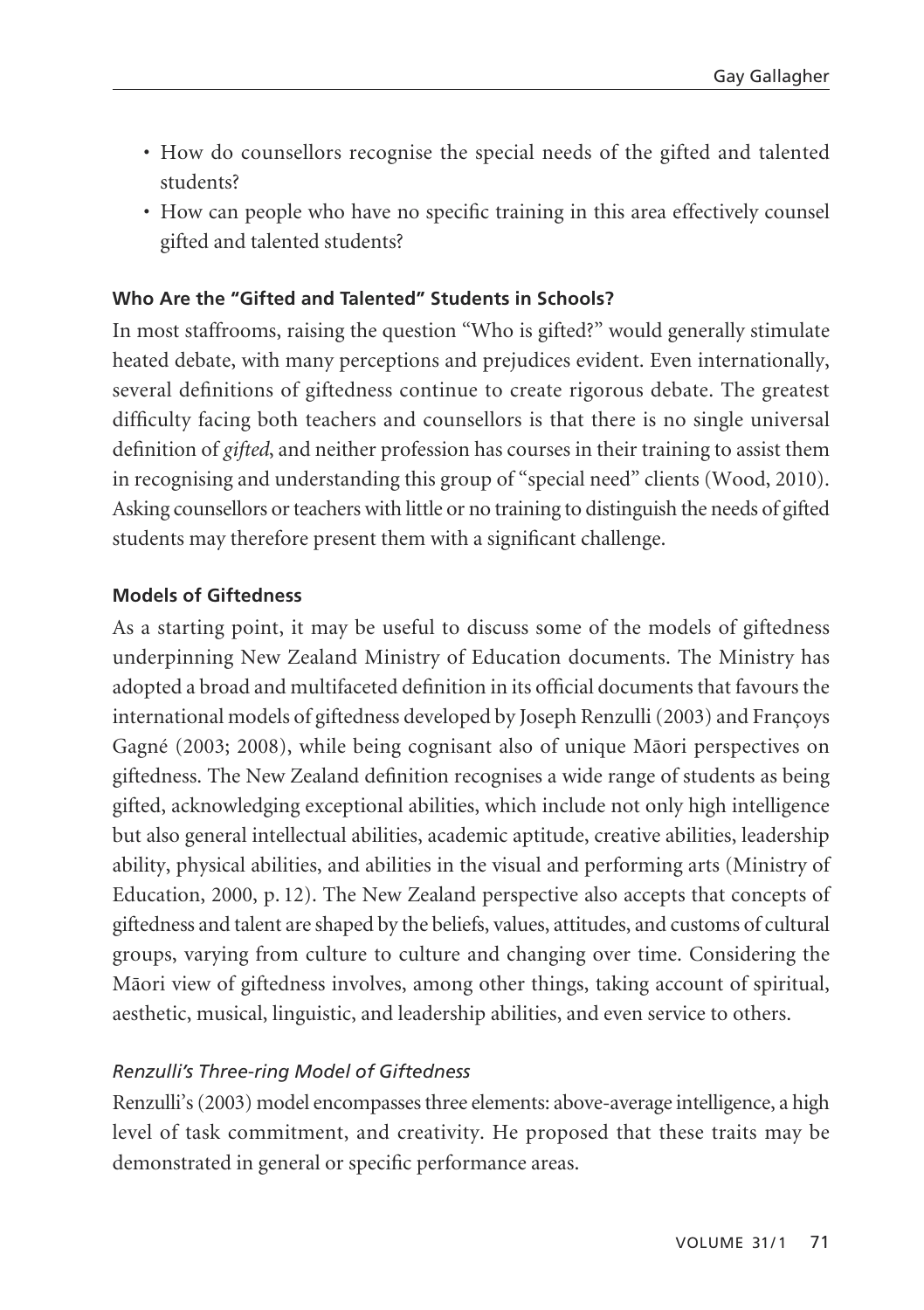- How do counsellors recognise the special needs of the gifted and talented students?
- How can people who have no specific training in this area effectively counsel gifted and talented students?

## Who Are the "Gifted and Talented" Students in Schools?

In most staffrooms, raising the question "Who is gifted?" would generally stimulate heated debate, with many perceptions and prejudices evident. Even internationally, several definitions of giftedness continue to create rigorous debate. The greatest difficulty facing both teachers and counsellors is that there is no single universal definition of *gifted*, and neither profession has courses in their training to assist them in recognising and understanding this group of "special need" clients (Wood, 2010). Asking counsellors or teachers with little or no training to distinguish the needs of gifted students may therefore present them with a significant challenge.

## Models of Giftedness

As a starting point, it may be useful to discuss some of the models of giftedness underpinning New Zealand Ministry of Education documents. The Ministry has adopted a broad and multifaceted definition in its official documents that favours the international models of giftedness developed by Joseph Renzulli (2003) and Françoys Gagné (2003; 2008), while being cognisant also of unique Māori perspectives on giftedness. The New Zealand definition recognises a wide range of students as being gifted, acknowledging exceptional abilities, which include not only high intelligence but also general intellectual abilities, academic aptitude, creative abilities, leadership ability, physical abilities, and abilities in the visual and performing arts (Ministry of Education, 2000, p. 12). The New Zealand perspective also accepts that concepts of giftedness and talent are shaped by the beliefs, values, attitudes, and customs of cultural groups, varying from culture to culture and changing over time. Considering the Māori view of giftedness involves, among other things, taking account of spiritual, aesthetic, musical, linguistic, and leadership abilities, and even service to others.

### *Renzulli's Three-ring Model of Giftedness*

Renzulli's (2003) model encompasses three elements: above-average intelligence, a high level of task commitment, and creativity. He proposed that these traits may be demonstrated in general or specific performance areas.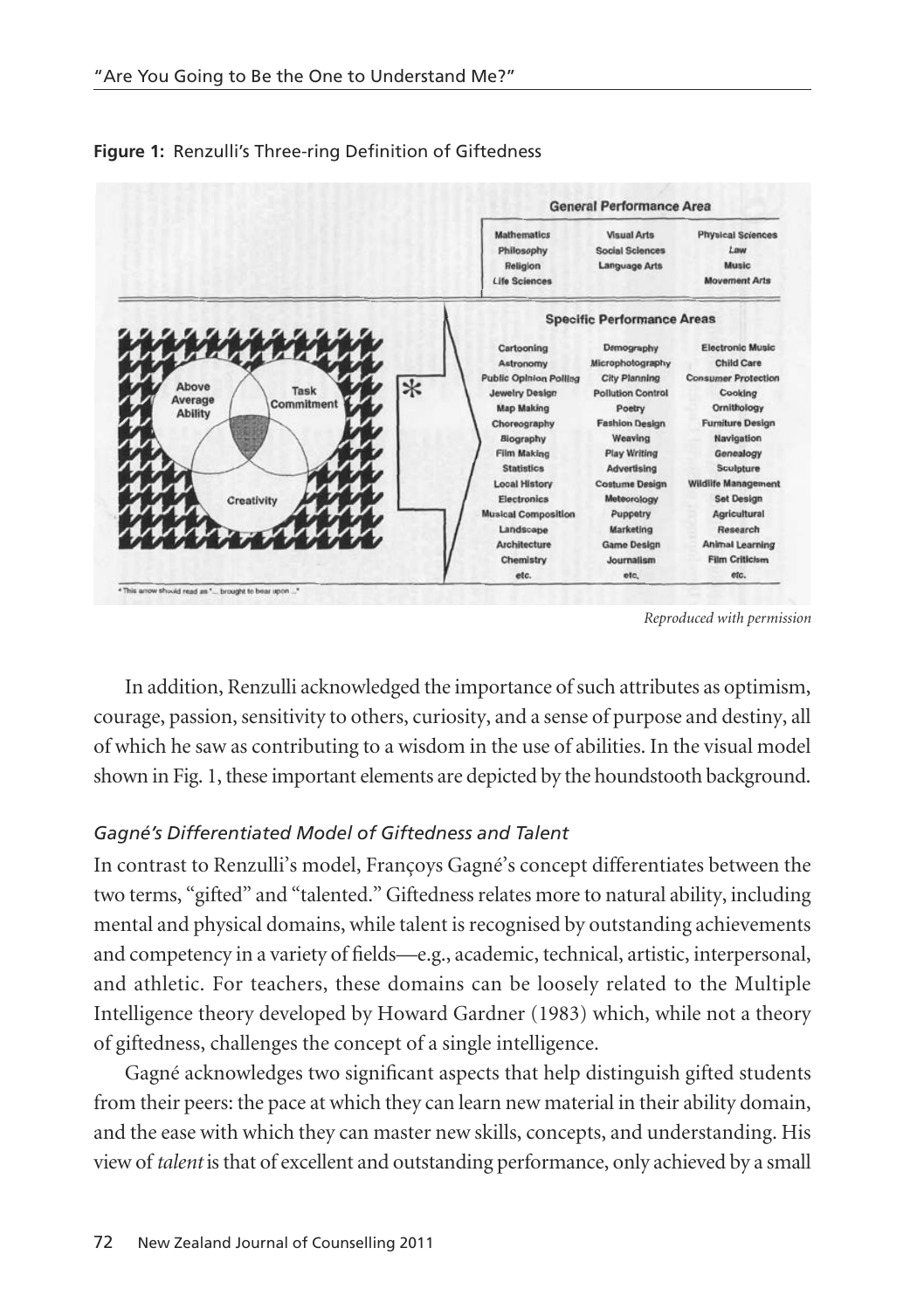**Figure 1:** Renzulli's Three-ring Definition of Giftedness

| General Performance Area | | |
|---|---|---|
| Mathematics | Visual Arts | Physical Sciences |
| Philosophy | Social Sciences | Law |
| Religion | Language Arts | Music |
| Life Sciences | | Movement Arts |

| Specific Performance Areas | | |
|---|---|---|
| Cartooning | Demography | Electronic Music |
| Astronomy | Microphotography | Child Care |
| Public Opinion Polling | City Planning | Consumer Protection |
| Jewelry Design | Pollution Control | Cooking |
| Map Making | Poetry | Ornithology |
| Choreography | Fashion Design | Furniture Design |
| Biography | Weaving | Navigation |
| Film Making | Play Writing | Genealogy |
| Statistics | Advertising | Sculpture |
| Local History | Costume Design | Wildlife Management |
| Electronics | Meteorology | Set Design |
| Musical Composition | Puppetry | Agricultural |
| Landscape | Marketing | Research |
| Architecture | Game Design | Animal Learning |
| Chemistry | Journalism | Film Criticism |
| etc. | etc. | etc. |

Above Average Ability — Task Commitment — Creativity *

\* This arrow should read as "... brought to bear upon ..."

*Reproduced with permission*

In addition, Renzulli acknowledged the importance of such attributes as optimism, courage, passion, sensitivity to others, curiosity, and a sense of purpose and destiny, all of which he saw as contributing to a wisdom in the use of abilities. In the visual model shown in Fig. 1, these important elements are depicted by the houndstooth background.

### *Gagné's Differentiated Model of Giftedness and Talent*

In contrast to Renzulli's model, Françoys Gagné's concept differentiates between the two terms, "gifted" and "talented." Giftedness relates more to natural ability, including mental and physical domains, while talent is recognised by outstanding achievements and competency in a variety of fields—e.g., academic, technical, artistic, interpersonal, and athletic. For teachers, these domains can be loosely related to the Multiple Intelligence theory developed by Howard Gardner (1983) which, while not a theory of giftedness, challenges the concept of a single intelligence.

Gagné acknowledges two significant aspects that help distinguish gifted students from their peers: the pace at which they can learn new material in their ability domain, and the ease with which they can master new skills, concepts, and understanding. His view of *talent* is that of excellent and outstanding performance, only achieved by a small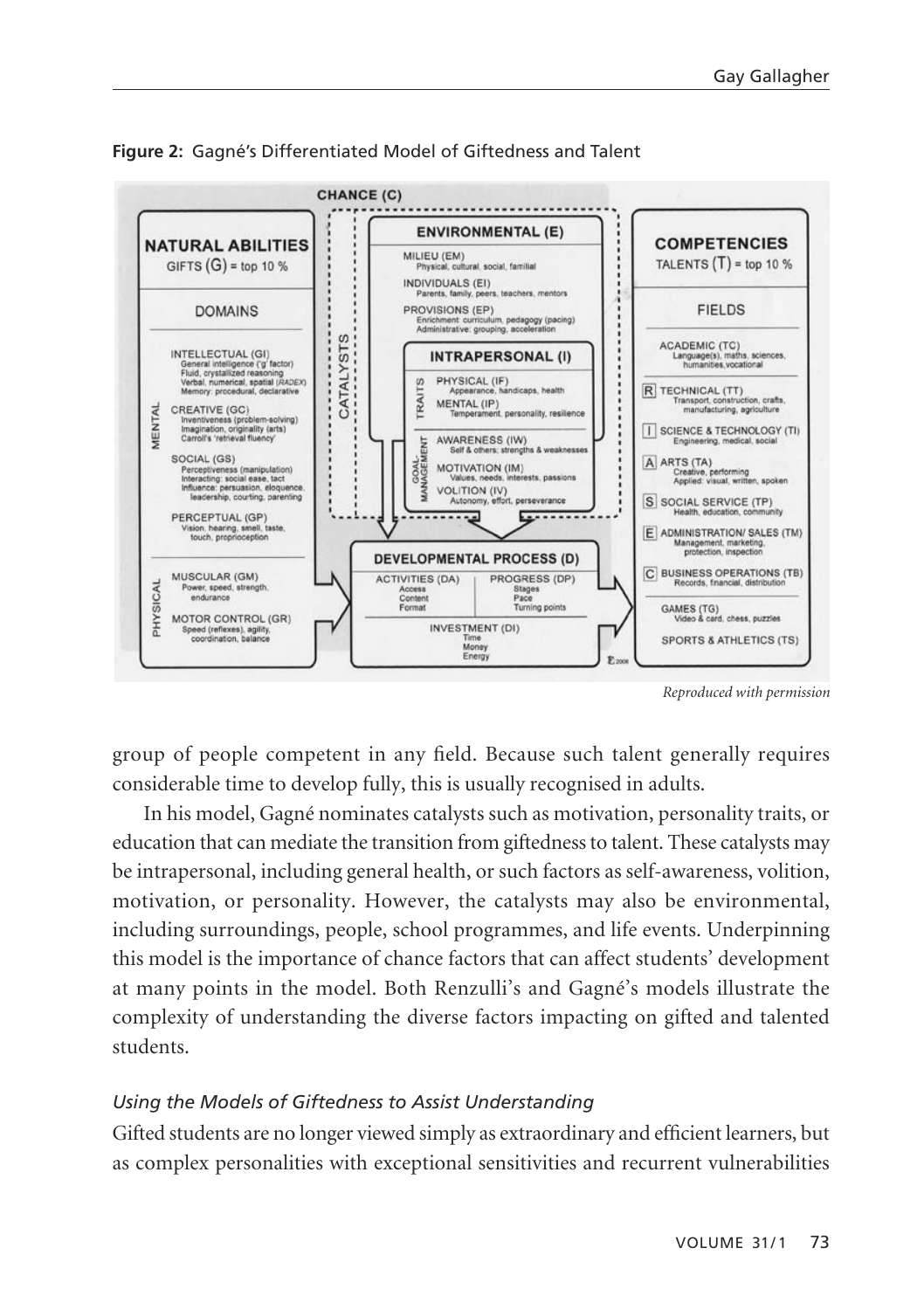**Figure 2:** Gagné's Differentiated Model of Giftedness and Talent

*Reproduced with permission*

group of people competent in any field. Because such talent generally requires considerable time to develop fully, this is usually recognised in adults.

In his model, Gagné nominates catalysts such as motivation, personality traits, or education that can mediate the transition from giftedness to talent. These catalysts may be intrapersonal, including general health, or such factors as self-awareness, volition, motivation, or personality. However, the catalysts may also be environmental, including surroundings, people, school programmes, and life events. Underpinning this model is the importance of chance factors that can affect students' development at many points in the model. Both Renzulli's and Gagné's models illustrate the complexity of understanding the diverse factors impacting on gifted and talented students.

### *Using the Models of Giftedness to Assist Understanding*

Gifted students are no longer viewed simply as extraordinary and efficient learners, but as complex personalities with exceptional sensitivities and recurrent vulnerabilities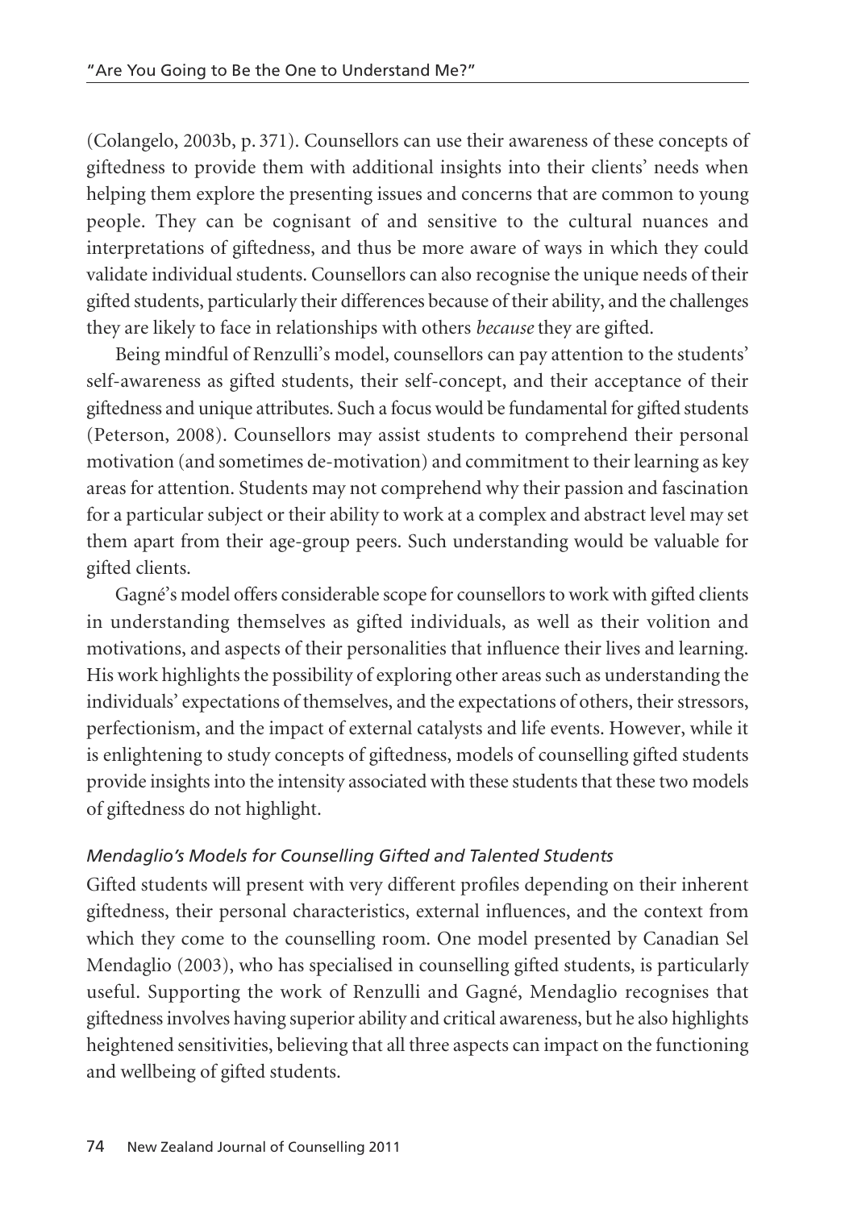(Colangelo, 2003b, p. 371). Counsellors can use their awareness of these concepts of giftedness to provide them with additional insights into their clients' needs when helping them explore the presenting issues and concerns that are common to young people. They can be cognisant of and sensitive to the cultural nuances and interpretations of giftedness, and thus be more aware of ways in which they could validate individual students. Counsellors can also recognise the unique needs of their gifted students, particularly their differences because of their ability, and the challenges they are likely to face in relationships with others *because* they are gifted.

Being mindful of Renzulli's model, counsellors can pay attention to the students' self-awareness as gifted students, their self-concept, and their acceptance of their giftedness and unique attributes. Such a focus would be fundamental for gifted students (Peterson, 2008). Counsellors may assist students to comprehend their personal motivation (and sometimes de-motivation) and commitment to their learning as key areas for attention. Students may not comprehend why their passion and fascination for a particular subject or their ability to work at a complex and abstract level may set them apart from their age-group peers. Such understanding would be valuable for gifted clients.

Gagné's model offers considerable scope for counsellors to work with gifted clients in understanding themselves as gifted individuals, as well as their volition and motivations, and aspects of their personalities that influence their lives and learning. His work highlights the possibility of exploring other areas such as understanding the individuals' expectations of themselves, and the expectations of others, their stressors, perfectionism, and the impact of external catalysts and life events. However, while it is enlightening to study concepts of giftedness, models of counselling gifted students provide insights into the intensity associated with these students that these two models of giftedness do not highlight.

### *Mendaglio's Models for Counselling Gifted and Talented Students*

Gifted students will present with very different profiles depending on their inherent giftedness, their personal characteristics, external influences, and the context from which they come to the counselling room. One model presented by Canadian Sel Mendaglio (2003), who has specialised in counselling gifted students, is particularly useful. Supporting the work of Renzulli and Gagné, Mendaglio recognises that giftedness involves having superior ability and critical awareness, but he also highlights heightened sensitivities, believing that all three aspects can impact on the functioning and wellbeing of gifted students.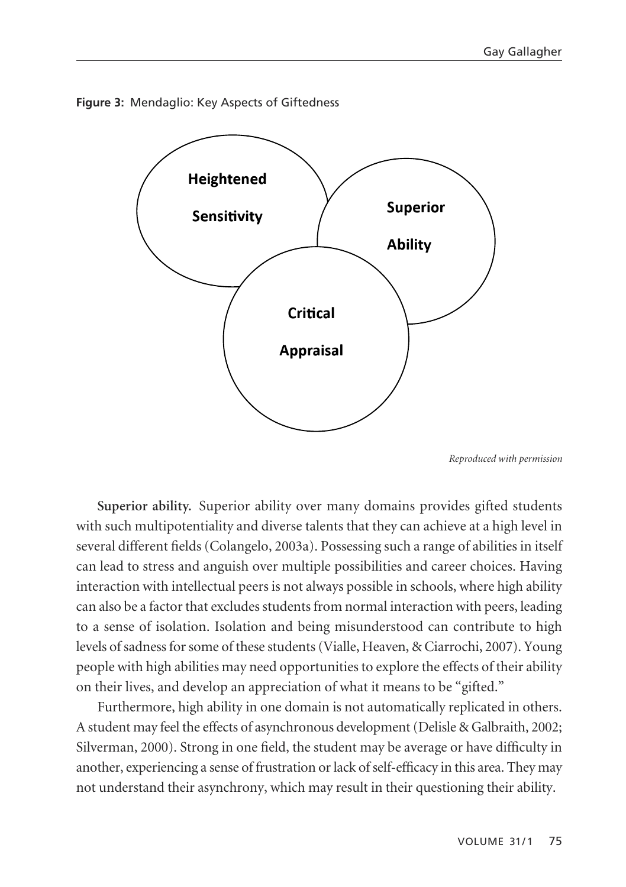**Figure 3:** Mendaglio: Key Aspects of Giftedness

Heightened Sensitivity

Superior Ability

Critical Appraisal

*Reproduced with permission*

**Superior ability.** Superior ability over many domains provides gifted students with such multipotentiality and diverse talents that they can achieve at a high level in several different fields (Colangelo, 2003a). Possessing such a range of abilities in itself can lead to stress and anguish over multiple possibilities and career choices. Having interaction with intellectual peers is not always possible in schools, where high ability can also be a factor that excludes students from normal interaction with peers, leading to a sense of isolation. Isolation and being misunderstood can contribute to high levels of sadness for some of these students (Vialle, Heaven, & Ciarrochi, 2007). Young people with high abilities may need opportunities to explore the effects of their ability on their lives, and develop an appreciation of what it means to be "gifted."

Furthermore, high ability in one domain is not automatically replicated in others. A student may feel the effects of asynchronous development (Delisle & Galbraith, 2002; Silverman, 2000). Strong in one field, the student may be average or have difficulty in another, experiencing a sense of frustration or lack of self-efficacy in this area. They may not understand their asynchrony, which may result in their questioning their ability.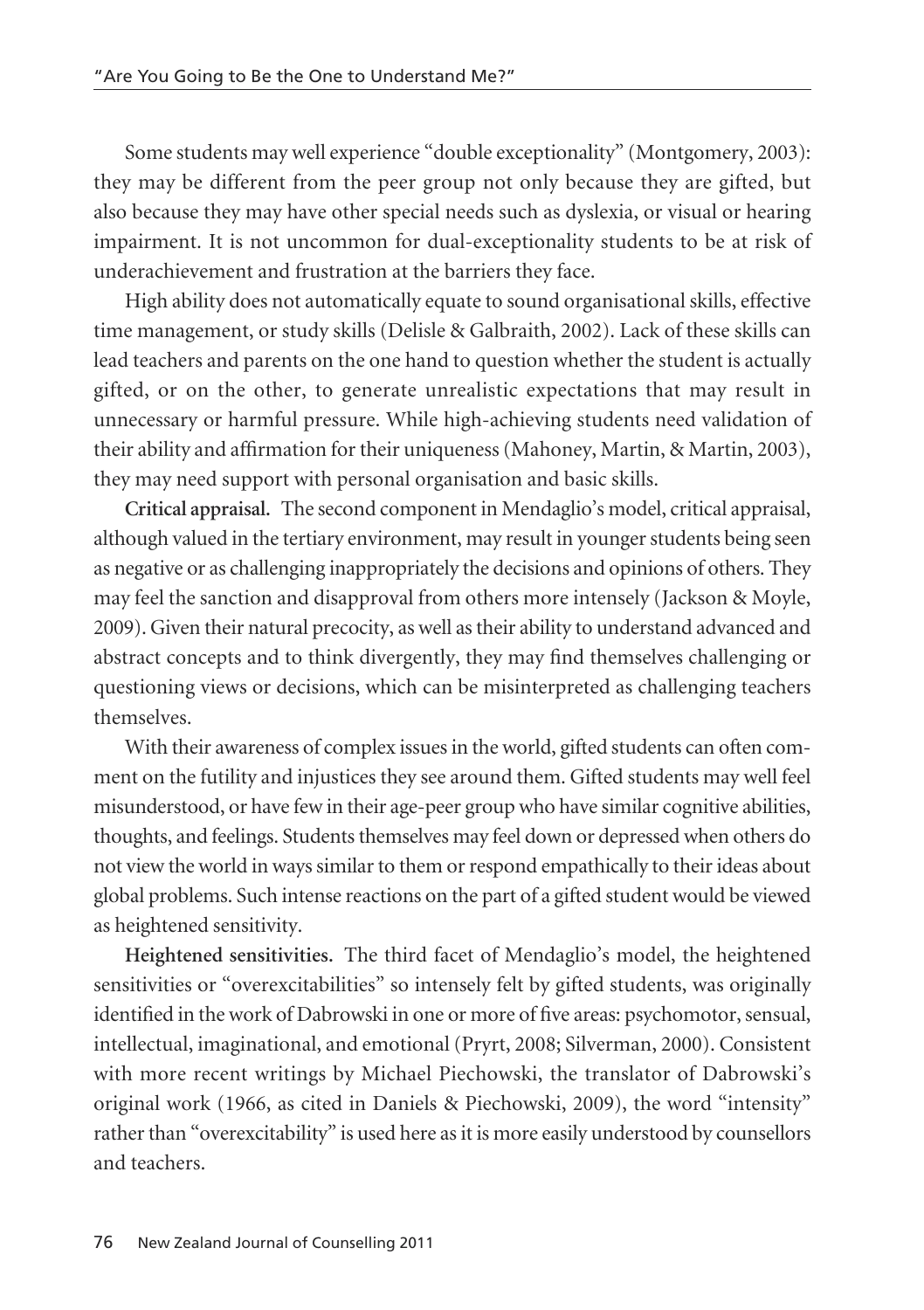Some students may well experience "double exceptionality" (Montgomery, 2003): they may be different from the peer group not only because they are gifted, but also because they may have other special needs such as dyslexia, or visual or hearing impairment. It is not uncommon for dual-exceptionality students to be at risk of underachievement and frustration at the barriers they face.

High ability does not automatically equate to sound organisational skills, effective time management, or study skills (Delisle & Galbraith, 2002). Lack of these skills can lead teachers and parents on the one hand to question whether the student is actually gifted, or on the other, to generate unrealistic expectations that may result in unnecessary or harmful pressure. While high-achieving students need validation of their ability and affirmation for their uniqueness (Mahoney, Martin, & Martin, 2003), they may need support with personal organisation and basic skills.

**Critical appraisal.** The second component in Mendaglio's model, critical appraisal, although valued in the tertiary environment, may result in younger students being seen as negative or as challenging inappropriately the decisions and opinions of others. They may feel the sanction and disapproval from others more intensely (Jackson & Moyle, 2009). Given their natural precocity, as well as their ability to understand advanced and abstract concepts and to think divergently, they may find themselves challenging or questioning views or decisions, which can be misinterpreted as challenging teachers themselves.

With their awareness of complex issues in the world, gifted students can often comment on the futility and injustices they see around them. Gifted students may well feel misunderstood, or have few in their age-peer group who have similar cognitive abilities, thoughts, and feelings. Students themselves may feel down or depressed when others do not view the world in ways similar to them or respond empathically to their ideas about global problems. Such intense reactions on the part of a gifted student would be viewed as heightened sensitivity.

**Heightened sensitivities.** The third facet of Mendaglio's model, the heightened sensitivities or "overexcitabilities" so intensely felt by gifted students, was originally identified in the work of Dabrowski in one or more of five areas: psychomotor, sensual, intellectual, imaginational, and emotional (Pryrt, 2008; Silverman, 2000). Consistent with more recent writings by Michael Piechowski, the translator of Dabrowski's original work (1966, as cited in Daniels & Piechowski, 2009), the word "intensity" rather than "overexcitability" is used here as it is more easily understood by counsellors and teachers.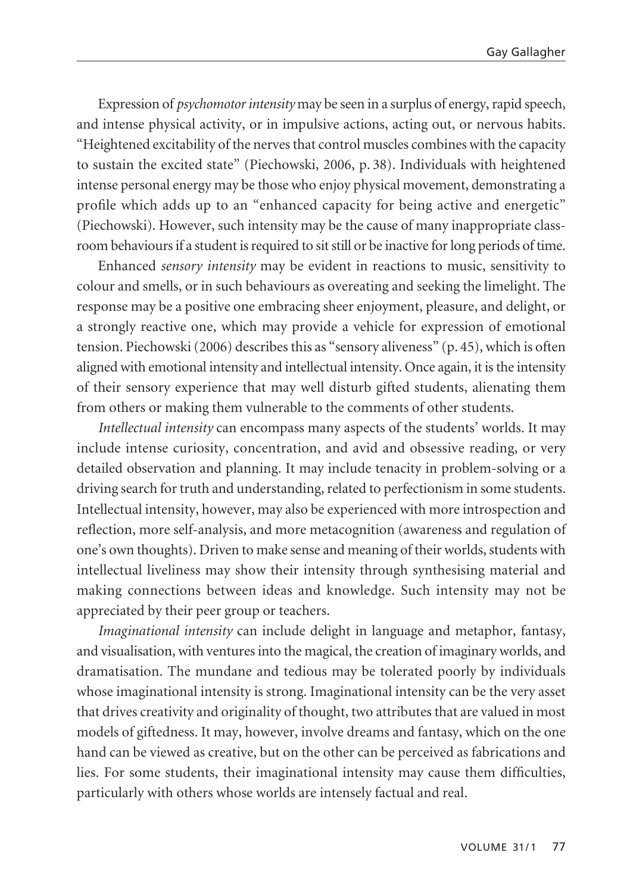Expression of *psychomotor intensity* may be seen in a surplus of energy, rapid speech, and intense physical activity, or in impulsive actions, acting out, or nervous habits. "Heightened excitability of the nerves that control muscles combines with the capacity to sustain the excited state" (Piechowski, 2006, p. 38). Individuals with heightened intense personal energy may be those who enjoy physical movement, demonstrating a profile which adds up to an "enhanced capacity for being active and energetic" (Piechowski). However, such intensity may be the cause of many inappropriate classroom behaviours if a student is required to sit still or be inactive for long periods of time.

Enhanced *sensory intensity* may be evident in reactions to music, sensitivity to colour and smells, or in such behaviours as overeating and seeking the limelight. The response may be a positive one embracing sheer enjoyment, pleasure, and delight, or a strongly reactive one, which may provide a vehicle for expression of emotional tension. Piechowski (2006) describes this as "sensory aliveness" (p. 45), which is often aligned with emotional intensity and intellectual intensity. Once again, it is the intensity of their sensory experience that may well disturb gifted students, alienating them from others or making them vulnerable to the comments of other students.

*Intellectual intensity* can encompass many aspects of the students' worlds. It may include intense curiosity, concentration, and avid and obsessive reading, or very detailed observation and planning. It may include tenacity in problem-solving or a driving search for truth and understanding, related to perfectionism in some students. Intellectual intensity, however, may also be experienced with more introspection and reflection, more self-analysis, and more metacognition (awareness and regulation of one's own thoughts). Driven to make sense and meaning of their worlds, students with intellectual liveliness may show their intensity through synthesising material and making connections between ideas and knowledge. Such intensity may not be appreciated by their peer group or teachers.

*Imaginational intensity* can include delight in language and metaphor, fantasy, and visualisation, with ventures into the magical, the creation of imaginary worlds, and dramatisation. The mundane and tedious may be tolerated poorly by individuals whose imaginational intensity is strong. Imaginational intensity can be the very asset that drives creativity and originality of thought, two attributes that are valued in most models of giftedness. It may, however, involve dreams and fantasy, which on the one hand can be viewed as creative, but on the other can be perceived as fabrications and lies. For some students, their imaginational intensity may cause them difficulties, particularly with others whose worlds are intensely factual and real.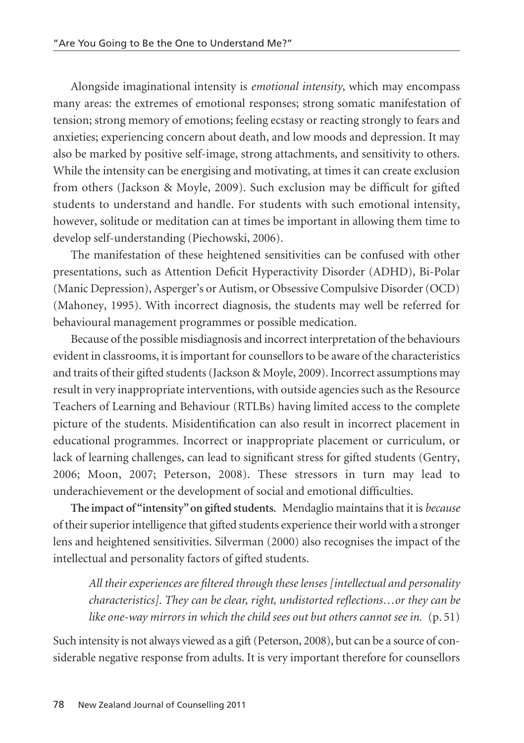Alongside imaginational intensity is *emotional intensity*, which may encompass many areas: the extremes of emotional responses; strong somatic manifestation of tension; strong memory of emotions; feeling ecstasy or reacting strongly to fears and anxieties; experiencing concern about death, and low moods and depression. It may also be marked by positive self-image, strong attachments, and sensitivity to others. While the intensity can be energising and motivating, at times it can create exclusion from others (Jackson & Moyle, 2009). Such exclusion may be difficult for gifted students to understand and handle. For students with such emotional intensity, however, solitude or meditation can at times be important in allowing them time to develop self-understanding (Piechowski, 2006).

The manifestation of these heightened sensitivities can be confused with other presentations, such as Attention Deficit Hyperactivity Disorder (ADHD), Bi-Polar (Manic Depression), Asperger's or Autism, or Obsessive Compulsive Disorder (OCD) (Mahoney, 1995). With incorrect diagnosis, the students may well be referred for behavioural management programmes or possible medication.

Because of the possible misdiagnosis and incorrect interpretation of the behaviours evident in classrooms, it is important for counsellors to be aware of the characteristics and traits of their gifted students (Jackson & Moyle, 2009). Incorrect assumptions may result in very inappropriate interventions, with outside agencies such as the Resource Teachers of Learning and Behaviour (RTLBs) having limited access to the complete picture of the students. Misidentification can also result in incorrect placement in educational programmes. Incorrect or inappropriate placement or curriculum, or lack of learning challenges, can lead to significant stress for gifted students (Gentry, 2006; Moon, 2007; Peterson, 2008). These stressors in turn may lead to underachievement or the development of social and emotional difficulties.

**The impact of "intensity" on gifted students.** Mendaglio maintains that it is *because* of their superior intelligence that gifted students experience their world with a stronger lens and heightened sensitivities. Silverman (2000) also recognises the impact of the intellectual and personality factors of gifted students.

> *All their experiences are filtered through these lenses [intellectual and personality characteristics]. They can be clear, right, undistorted reflections…or they can be like one-way mirrors in which the child sees out but others cannot see in.* (p. 51)

Such intensity is not always viewed as a gift (Peterson, 2008), but can be a source of considerable negative response from adults. It is very important therefore for counsellors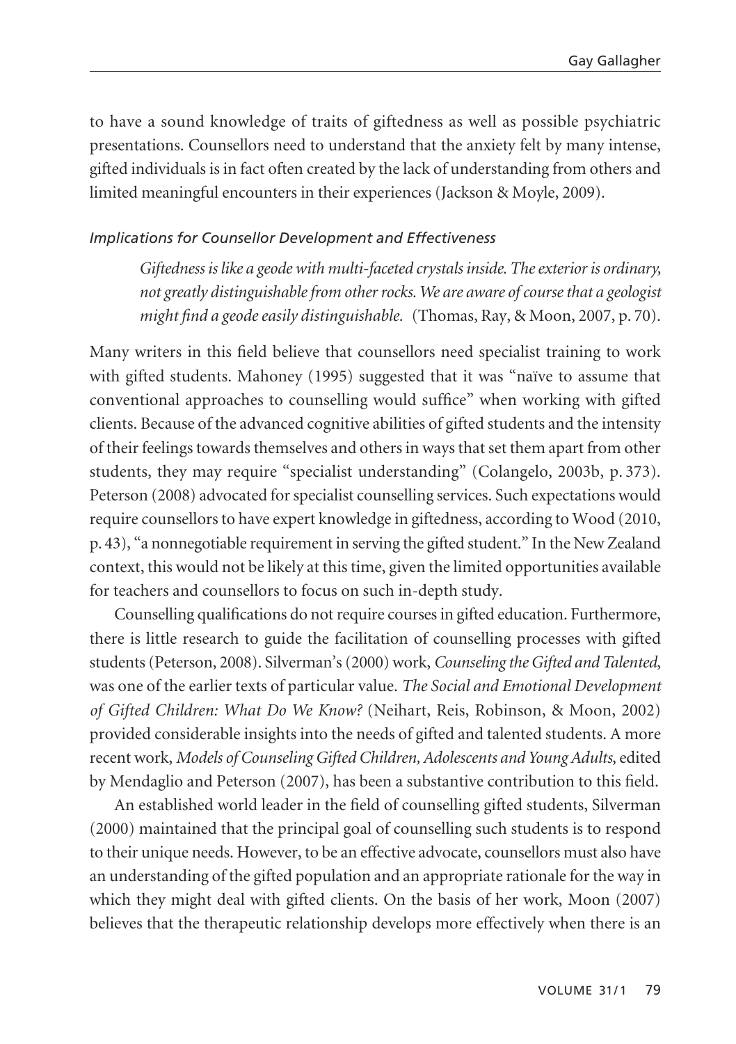to have a sound knowledge of traits of giftedness as well as possible psychiatric presentations. Counsellors need to understand that the anxiety felt by many intense, gifted individuals is in fact often created by the lack of understanding from others and limited meaningful encounters in their experiences (Jackson & Moyle, 2009).

### *Implications for Counsellor Development and Effectiveness*

> *Giftedness is like a geode with multi-faceted crystals inside. The exterior is ordinary, not greatly distinguishable from other rocks. We are aware of course that a geologist might find a geode easily distinguishable.* (Thomas, Ray, & Moon, 2007, p. 70).

Many writers in this field believe that counsellors need specialist training to work with gifted students. Mahoney (1995) suggested that it was "naïve to assume that conventional approaches to counselling would suffice" when working with gifted clients. Because of the advanced cognitive abilities of gifted students and the intensity of their feelings towards themselves and others in ways that set them apart from other students, they may require "specialist understanding" (Colangelo, 2003b, p. 373). Peterson (2008) advocated for specialist counselling services. Such expectations would require counsellors to have expert knowledge in giftedness, according to Wood (2010, p. 43), "a nonnegotiable requirement in serving the gifted student." In the New Zealand context, this would not be likely at this time, given the limited opportunities available for teachers and counsellors to focus on such in-depth study.

Counselling qualifications do not require courses in gifted education. Furthermore, there is little research to guide the facilitation of counselling processes with gifted students (Peterson, 2008). Silverman's (2000) work, *Counseling the Gifted and Talented*, was one of the earlier texts of particular value. *The Social and Emotional Development of Gifted Children: What Do We Know?* (Neihart, Reis, Robinson, & Moon, 2002) provided considerable insights into the needs of gifted and talented students. A more recent work, *Models of Counseling Gifted Children, Adolescents and Young Adults*, edited by Mendaglio and Peterson (2007), has been a substantive contribution to this field.

An established world leader in the field of counselling gifted students, Silverman (2000) maintained that the principal goal of counselling such students is to respond to their unique needs. However, to be an effective advocate, counsellors must also have an understanding of the gifted population and an appropriate rationale for the way in which they might deal with gifted clients. On the basis of her work, Moon (2007) believes that the therapeutic relationship develops more effectively when there is an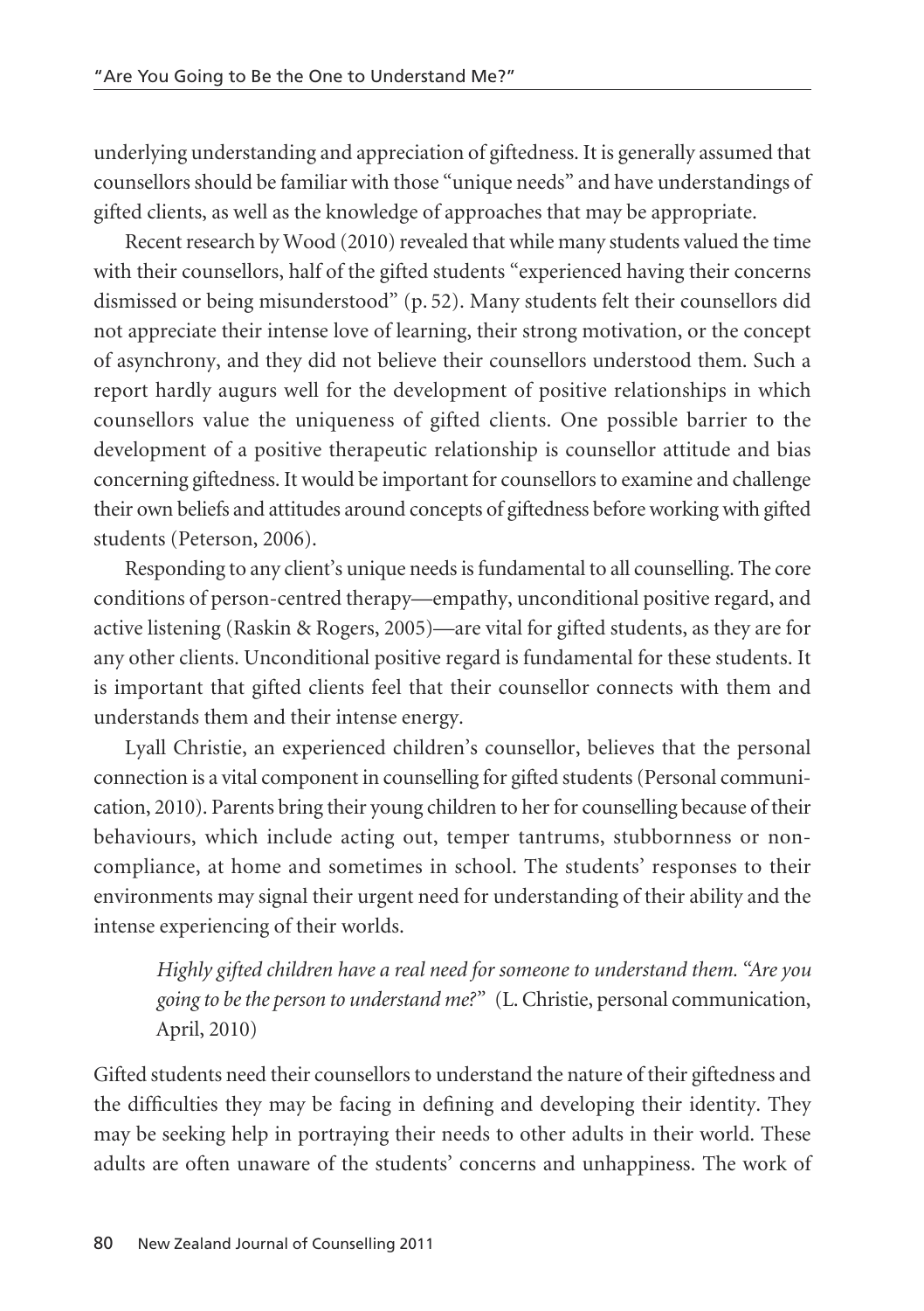underlying understanding and appreciation of giftedness. It is generally assumed that counsellors should be familiar with those "unique needs" and have understandings of gifted clients, as well as the knowledge of approaches that may be appropriate.

Recent research by Wood (2010) revealed that while many students valued the time with their counsellors, half of the gifted students "experienced having their concerns dismissed or being misunderstood" (p. 52). Many students felt their counsellors did not appreciate their intense love of learning, their strong motivation, or the concept of asynchrony, and they did not believe their counsellors understood them. Such a report hardly augurs well for the development of positive relationships in which counsellors value the uniqueness of gifted clients. One possible barrier to the development of a positive therapeutic relationship is counsellor attitude and bias concerning giftedness. It would be important for counsellors to examine and challenge their own beliefs and attitudes around concepts of giftedness before working with gifted students (Peterson, 2006).

Responding to any client's unique needs is fundamental to all counselling. The core conditions of person-centred therapy—empathy, unconditional positive regard, and active listening (Raskin & Rogers, 2005)—are vital for gifted students, as they are for any other clients. Unconditional positive regard is fundamental for these students. It is important that gifted clients feel that their counsellor connects with them and understands them and their intense energy.

Lyall Christie, an experienced children's counsellor, believes that the personal connection is a vital component in counselling for gifted students (Personal communication, 2010). Parents bring their young children to her for counselling because of their behaviours, which include acting out, temper tantrums, stubbornness or non-compliance, at home and sometimes in school. The students' responses to their environments may signal their urgent need for understanding of their ability and the intense experiencing of their worlds.

> *Highly gifted children have a real need for someone to understand them. "Are you going to be the person to understand me?"* (L. Christie, personal communication, April, 2010)

Gifted students need their counsellors to understand the nature of their giftedness and the difficulties they may be facing in defining and developing their identity. They may be seeking help in portraying their needs to other adults in their world. These adults are often unaware of the students' concerns and unhappiness. The work of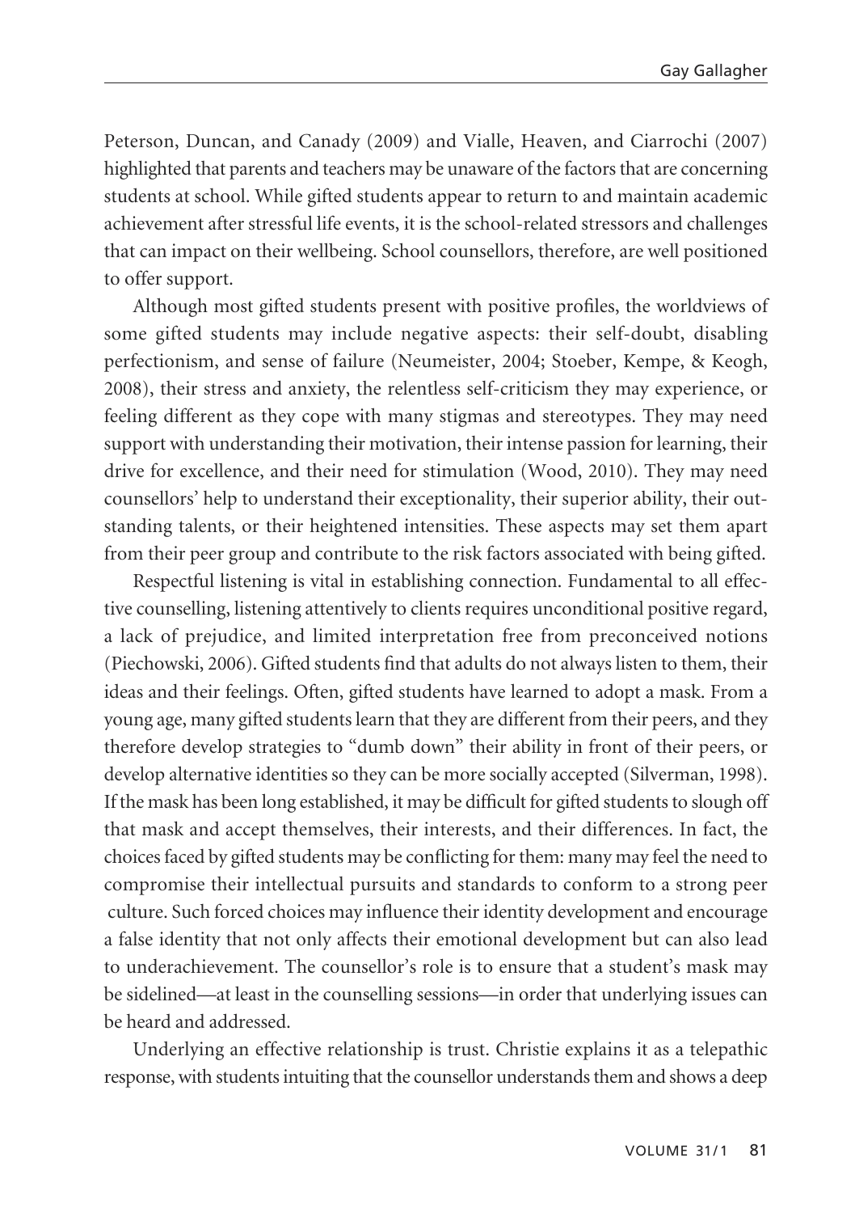Peterson, Duncan, and Canady (2009) and Vialle, Heaven, and Ciarrochi (2007) highlighted that parents and teachers may be unaware of the factors that are concerning students at school. While gifted students appear to return to and maintain academic achievement after stressful life events, it is the school-related stressors and challenges that can impact on their wellbeing. School counsellors, therefore, are well positioned to offer support.

Although most gifted students present with positive profiles, the worldviews of some gifted students may include negative aspects: their self-doubt, disabling perfectionism, and sense of failure (Neumeister, 2004; Stoeber, Kempe, & Keogh, 2008), their stress and anxiety, the relentless self-criticism they may experience, or feeling different as they cope with many stigmas and stereotypes. They may need support with understanding their motivation, their intense passion for learning, their drive for excellence, and their need for stimulation (Wood, 2010). They may need counsellors' help to understand their exceptionality, their superior ability, their outstanding talents, or their heightened intensities. These aspects may set them apart from their peer group and contribute to the risk factors associated with being gifted.

Respectful listening is vital in establishing connection. Fundamental to all effective counselling, listening attentively to clients requires unconditional positive regard, a lack of prejudice, and limited interpretation free from preconceived notions (Piechowski, 2006). Gifted students find that adults do not always listen to them, their ideas and their feelings. Often, gifted students have learned to adopt a mask. From a young age, many gifted students learn that they are different from their peers, and they therefore develop strategies to "dumb down" their ability in front of their peers, or develop alternative identities so they can be more socially accepted (Silverman, 1998). If the mask has been long established, it may be difficult for gifted students to slough off that mask and accept themselves, their interests, and their differences. In fact, the choices faced by gifted students may be conflicting for them: many may feel the need to compromise their intellectual pursuits and standards to conform to a strong peer culture. Such forced choices may influence their identity development and encourage a false identity that not only affects their emotional development but can also lead to underachievement. The counsellor's role is to ensure that a student's mask may be sidelined—at least in the counselling sessions—in order that underlying issues can be heard and addressed.

Underlying an effective relationship is trust. Christie explains it as a telepathic response, with students intuiting that the counsellor understands them and shows a deep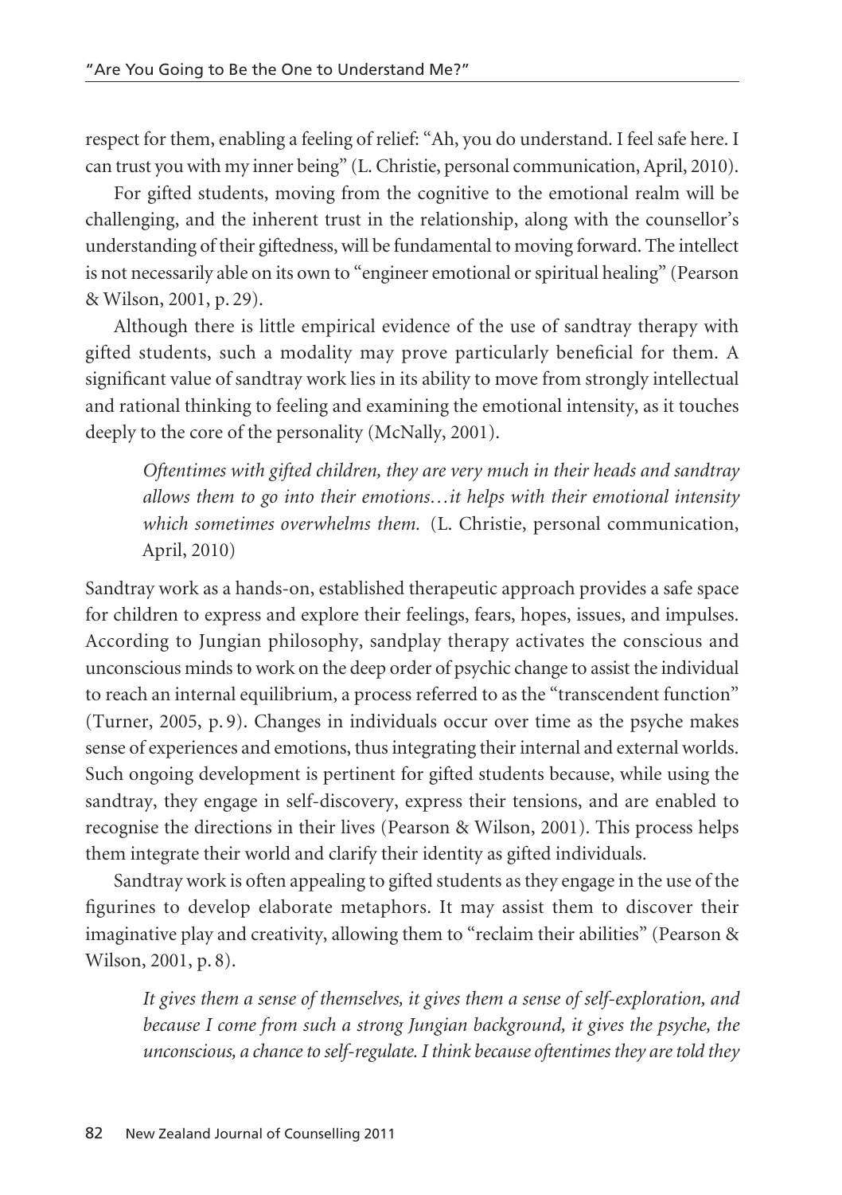respect for them, enabling a feeling of relief: "Ah, you do understand. I feel safe here. I can trust you with my inner being" (L. Christie, personal communication, April, 2010).

For gifted students, moving from the cognitive to the emotional realm will be challenging, and the inherent trust in the relationship, along with the counsellor's understanding of their giftedness, will be fundamental to moving forward. The intellect is not necessarily able on its own to "engineer emotional or spiritual healing" (Pearson & Wilson, 2001, p. 29).

Although there is little empirical evidence of the use of sandtray therapy with gifted students, such a modality may prove particularly beneficial for them. A significant value of sandtray work lies in its ability to move from strongly intellectual and rational thinking to feeling and examining the emotional intensity, as it touches deeply to the core of the personality (McNally, 2001).

> *Oftentimes with gifted children, they are very much in their heads and sandtray allows them to go into their emotions…it helps with their emotional intensity which sometimes overwhelms them.* (L. Christie, personal communication, April, 2010)

Sandtray work as a hands-on, established therapeutic approach provides a safe space for children to express and explore their feelings, fears, hopes, issues, and impulses. According to Jungian philosophy, sandplay therapy activates the conscious and unconscious minds to work on the deep order of psychic change to assist the individual to reach an internal equilibrium, a process referred to as the "transcendent function" (Turner, 2005, p. 9). Changes in individuals occur over time as the psyche makes sense of experiences and emotions, thus integrating their internal and external worlds. Such ongoing development is pertinent for gifted students because, while using the sandtray, they engage in self-discovery, express their tensions, and are enabled to recognise the directions in their lives (Pearson & Wilson, 2001). This process helps them integrate their world and clarify their identity as gifted individuals.

Sandtray work is often appealing to gifted students as they engage in the use of the figurines to develop elaborate metaphors. It may assist them to discover their imaginative play and creativity, allowing them to "reclaim their abilities" (Pearson & Wilson, 2001, p. 8).

> *It gives them a sense of themselves, it gives them a sense of self-exploration, and because I come from such a strong Jungian background, it gives the psyche, the unconscious, a chance to self-regulate. I think because oftentimes they are told they*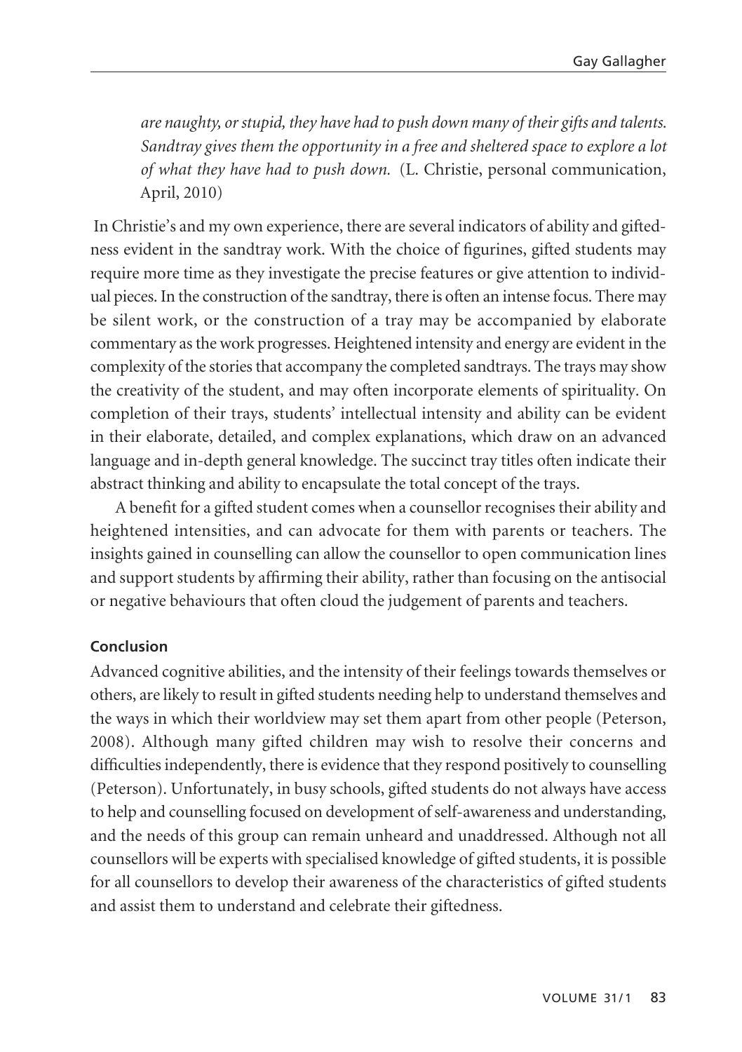*are naughty, or stupid, they have had to push down many of their gifts and talents. Sandtray gives them the opportunity in a free and sheltered space to explore a lot of what they have had to push down.* (L. Christie, personal communication, April, 2010)

In Christie's and my own experience, there are several indicators of ability and giftedness evident in the sandtray work. With the choice of figurines, gifted students may require more time as they investigate the precise features or give attention to individual pieces. In the construction of the sandtray, there is often an intense focus. There may be silent work, or the construction of a tray may be accompanied by elaborate commentary as the work progresses. Heightened intensity and energy are evident in the complexity of the stories that accompany the completed sandtrays. The trays may show the creativity of the student, and may often incorporate elements of spirituality. On completion of their trays, students' intellectual intensity and ability can be evident in their elaborate, detailed, and complex explanations, which draw on an advanced language and in-depth general knowledge. The succinct tray titles often indicate their abstract thinking and ability to encapsulate the total concept of the trays.

A benefit for a gifted student comes when a counsellor recognises their ability and heightened intensities, and can advocate for them with parents or teachers. The insights gained in counselling can allow the counsellor to open communication lines and support students by affirming their ability, rather than focusing on the antisocial or negative behaviours that often cloud the judgement of parents and teachers.

**Conclusion**

Advanced cognitive abilities, and the intensity of their feelings towards themselves or others, are likely to result in gifted students needing help to understand themselves and the ways in which their worldview may set them apart from other people (Peterson, 2008). Although many gifted children may wish to resolve their concerns and difficulties independently, there is evidence that they respond positively to counselling (Peterson). Unfortunately, in busy schools, gifted students do not always have access to help and counselling focused on development of self-awareness and understanding, and the needs of this group can remain unheard and unaddressed. Although not all counsellors will be experts with specialised knowledge of gifted students, it is possible for all counsellors to develop their awareness of the characteristics of gifted students and assist them to understand and celebrate their giftedness.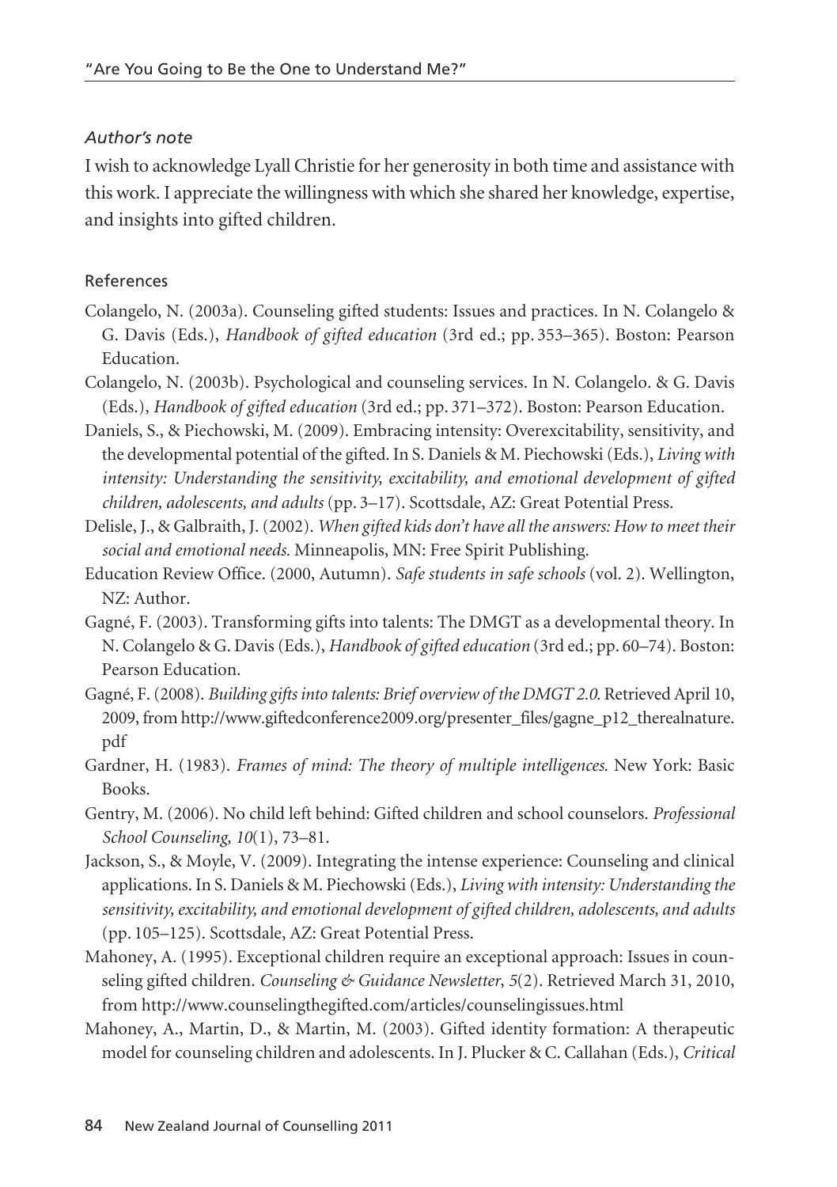*Author's note*

I wish to acknowledge Lyall Christie for her generosity in both time and assistance with this work. I appreciate the willingness with which she shared her knowledge, expertise, and insights into gifted children.

References

Colangelo, N. (2003a). Counseling gifted students: Issues and practices. In N. Colangelo & G. Davis (Eds.), *Handbook of gifted education* (3rd ed.; pp. 353–365). Boston: Pearson Education.

Colangelo, N. (2003b). Psychological and counseling services. In N. Colangelo. & G. Davis (Eds.), *Handbook of gifted education* (3rd ed.; pp. 371–372). Boston: Pearson Education.

Daniels, S., & Piechowski, M. (2009). Embracing intensity: Overexcitability, sensitivity, and the developmental potential of the gifted. In S. Daniels & M. Piechowski (Eds.), *Living with intensity: Understanding the sensitivity, excitability, and emotional development of gifted children, adolescents, and adults* (pp. 3–17). Scottsdale, AZ: Great Potential Press.

Delisle, J., & Galbraith, J. (2002). *When gifted kids don't have all the answers: How to meet their social and emotional needs.* Minneapolis, MN: Free Spirit Publishing.

Education Review Office. (2000, Autumn). *Safe students in safe schools* (vol. 2). Wellington, NZ: Author.

Gagné, F. (2003). Transforming gifts into talents: The DMGT as a developmental theory. In N. Colangelo & G. Davis (Eds.), *Handbook of gifted education* (3rd ed.; pp. 60–74). Boston: Pearson Education.

Gagné, F. (2008). *Building gifts into talents: Brief overview of the DMGT 2.0.* Retrieved April 10, 2009, from http://www.giftedconference2009.org/presenter_files/gagne_p12_therealnature.pdf

Gardner, H. (1983). *Frames of mind: The theory of multiple intelligences.* New York: Basic Books.

Gentry, M. (2006). No child left behind: Gifted children and school counselors. *Professional School Counseling, 10*(1), 73–81.

Jackson, S., & Moyle, V. (2009). Integrating the intense experience: Counseling and clinical applications. In S. Daniels & M. Piechowski (Eds.), *Living with intensity: Understanding the sensitivity, excitability, and emotional development of gifted children, adolescents, and adults* (pp. 105–125). Scottsdale, AZ: Great Potential Press.

Mahoney, A. (1995). Exceptional children require an exceptional approach: Issues in counseling gifted children. *Counseling & Guidance Newsletter*, *5*(2). Retrieved March 31, 2010, from http://www.counselingthegifted.com/articles/counselingissues.html

Mahoney, A., Martin, D., & Martin, M. (2003). Gifted identity formation: A therapeutic model for counseling children and adolescents. In J. Plucker & C. Callahan (Eds.), *Critical*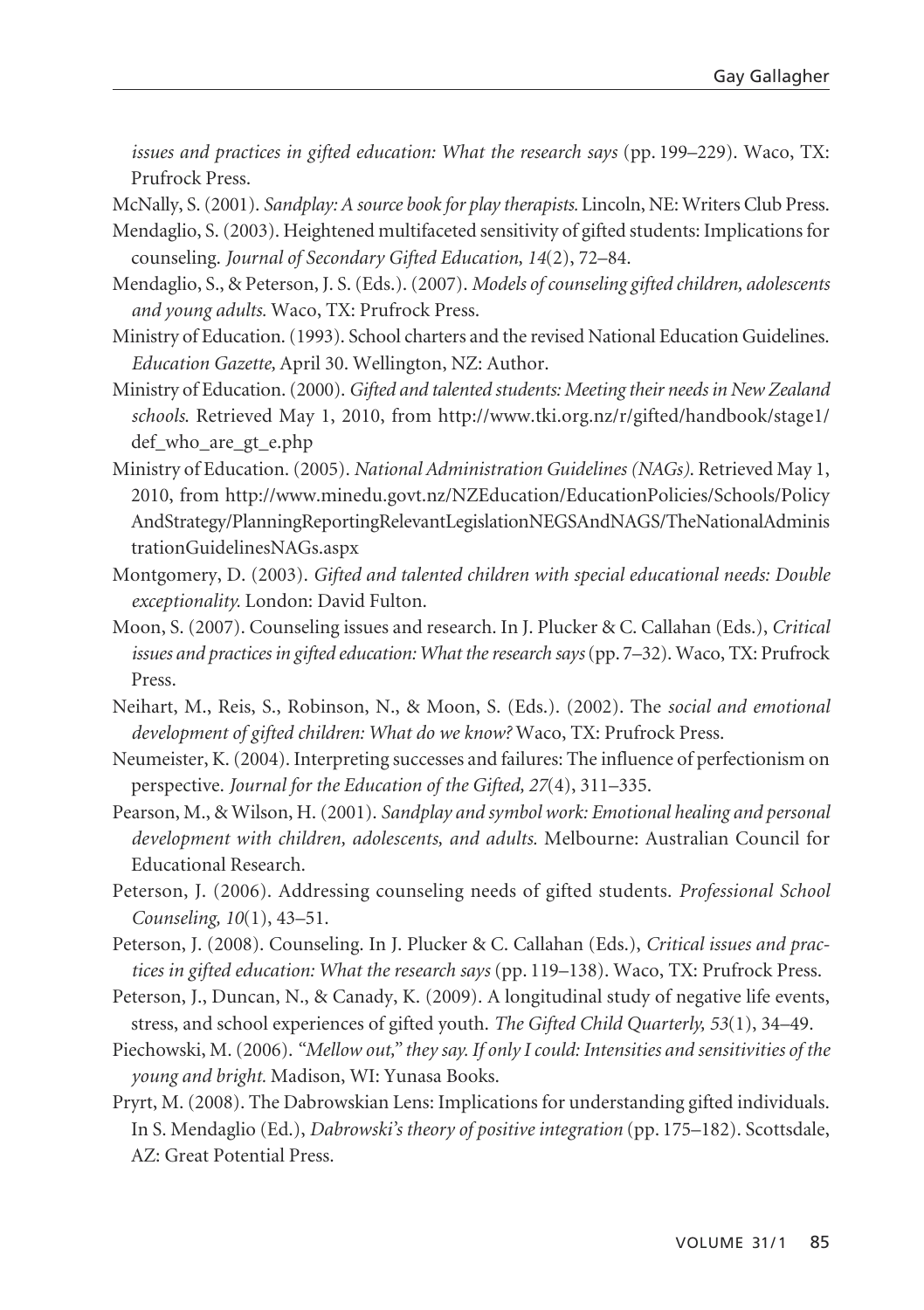*issues and practices in gifted education: What the research says* (pp. 199–229). Waco, TX: Prufrock Press.

McNally, S. (2001). *Sandplay: A source book for play therapists.* Lincoln, NE: Writers Club Press.

Mendaglio, S. (2003). Heightened multifaceted sensitivity of gifted students: Implications for counseling. *Journal of Secondary Gifted Education, 14*(2), 72–84.

Mendaglio, S., & Peterson, J. S. (Eds.). (2007). *Models of counseling gifted children, adolescents and young adults.* Waco, TX: Prufrock Press.

Ministry of Education. (1993). School charters and the revised National Education Guidelines. *Education Gazette,* April 30. Wellington, NZ: Author.

Ministry of Education. (2000). *Gifted and talented students: Meeting their needs in New Zealand schools.* Retrieved May 1, 2010, from http://www.tki.org.nz/r/gifted/handbook/stage1/def_who_are_gt_e.php

Ministry of Education. (2005). *National Administration Guidelines (NAGs).* Retrieved May 1, 2010, from http://www.minedu.govt.nz/NZEducation/EducationPolicies/Schools/PolicyAndStrategy/PlanningReportingRelevantLegislationNEGSAndNAGS/TheNationalAdministrationGuidelinesNAGs.aspx

Montgomery, D. (2003). *Gifted and talented children with special educational needs: Double exceptionality.* London: David Fulton.

Moon, S. (2007). Counseling issues and research. In J. Plucker & C. Callahan (Eds.), *Critical issues and practices in gifted education: What the research says* (pp. 7–32). Waco, TX: Prufrock Press.

Neihart, M., Reis, S., Robinson, N., & Moon, S. (Eds.). (2002). The *social and emotional development of gifted children: What do we know?* Waco, TX: Prufrock Press.

Neumeister, K. (2004). Interpreting successes and failures: The influence of perfectionism on perspective. *Journal for the Education of the Gifted, 27*(4), 311–335.

Pearson, M., & Wilson, H. (2001). *Sandplay and symbol work: Emotional healing and personal development with children, adolescents, and adults.* Melbourne: Australian Council for Educational Research.

Peterson, J. (2006). Addressing counseling needs of gifted students. *Professional School Counseling, 10*(1), 43–51.

Peterson, J. (2008). Counseling. In J. Plucker & C. Callahan (Eds.), *Critical issues and practices in gifted education: What the research says* (pp. 119–138). Waco, TX: Prufrock Press.

Peterson, J., Duncan, N., & Canady, K. (2009). A longitudinal study of negative life events, stress, and school experiences of gifted youth. *The Gifted Child Quarterly, 53*(1), 34–49.

Piechowski, M. (2006). *"Mellow out," they say. If only I could: Intensities and sensitivities of the young and bright.* Madison, WI: Yunasa Books.

Pryrt, M. (2008). The Dabrowskian Lens: Implications for understanding gifted individuals. In S. Mendaglio (Ed.), *Dabrowski's theory of positive integration* (pp. 175–182). Scottsdale, AZ: Great Potential Press.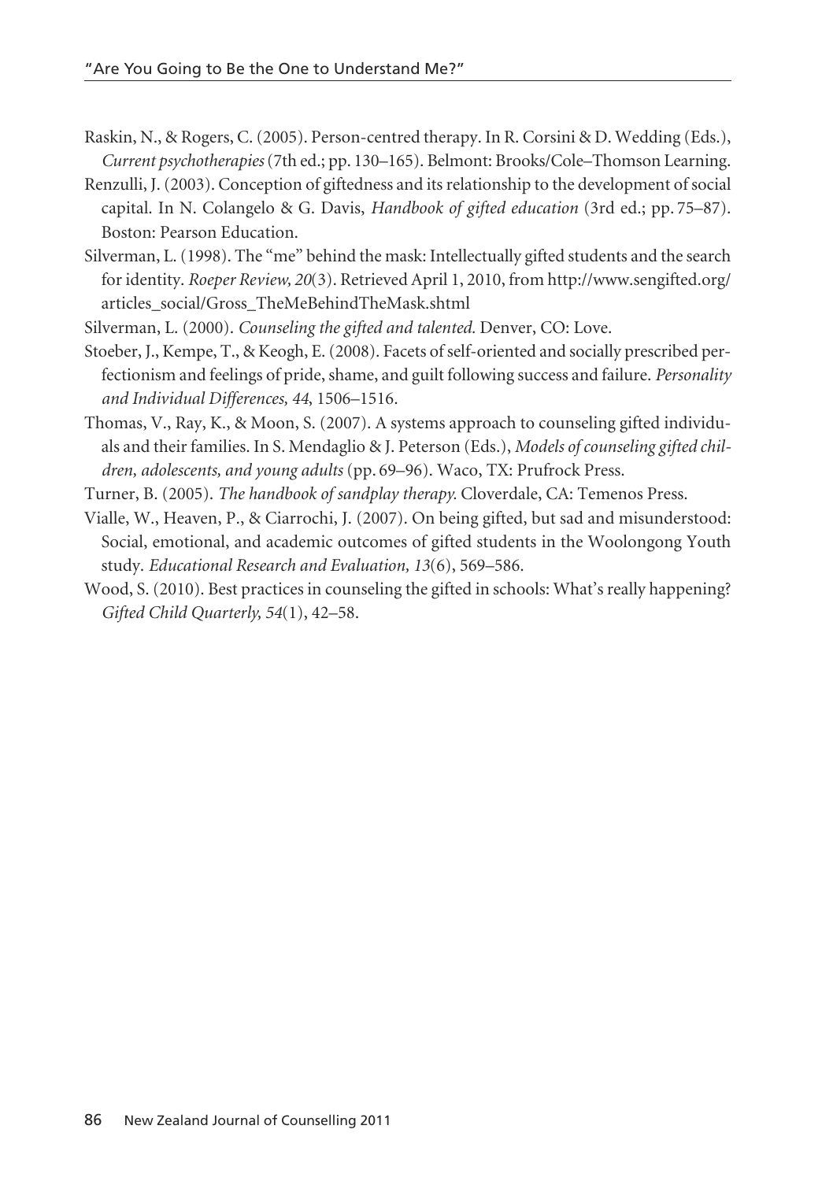Raskin, N., & Rogers, C. (2005). Person-centred therapy. In R. Corsini & D. Wedding (Eds.), *Current psychotherapies* (7th ed.; pp. 130–165). Belmont: Brooks/Cole–Thomson Learning.

Renzulli, J. (2003). Conception of giftedness and its relationship to the development of social capital. In N. Colangelo & G. Davis, *Handbook of gifted education* (3rd ed.; pp. 75–87). Boston: Pearson Education.

Silverman, L. (1998). The "me" behind the mask: Intellectually gifted students and the search for identity. *Roeper Review, 20*(3). Retrieved April 1, 2010, from http://www.sengifted.org/articles_social/Gross_TheMeBehindTheMask.shtml

Silverman, L. (2000). *Counseling the gifted and talented.* Denver, CO: Love.

Stoeber, J., Kempe, T., & Keogh, E. (2008). Facets of self-oriented and socially prescribed perfectionism and feelings of pride, shame, and guilt following success and failure. *Personality and Individual Differences, 44*, 1506–1516.

Thomas, V., Ray, K., & Moon, S. (2007). A systems approach to counseling gifted individuals and their families. In S. Mendaglio & J. Peterson (Eds.), *Models of counseling gifted children, adolescents, and young adults* (pp. 69–96). Waco, TX: Prufrock Press.

Turner, B. (2005). *The handbook of sandplay therapy.* Cloverdale, CA: Temenos Press.

Vialle, W., Heaven, P., & Ciarrochi, J. (2007). On being gifted, but sad and misunderstood: Social, emotional, and academic outcomes of gifted students in the Woolongong Youth study. *Educational Research and Evaluation, 13*(6), 569–586.

Wood, S. (2010). Best practices in counseling the gifted in schools: What's really happening? *Gifted Child Quarterly, 54*(1), 42–58.